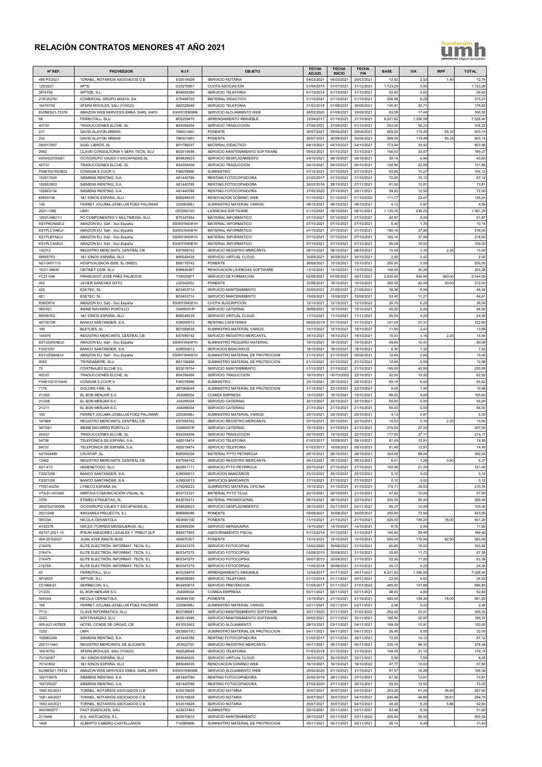# RELACIÓN CONTRATOS MENORES 4T AÑO 2021

| Nº REF. | PROVEEDOR | N.I.F. | OBJETO | FECHA ADJUD. | FECHA INICIO | FECHA FIN | BASE | IVA | IRPF | TOTAL |
|---|---|---|---|---|---|---|---|---|---|---|
| 486 P3/2021 | TORNEL, NOTARIOS ASOCIADOS C.B | E53516928 | SERVICIO NOTARIA | 04/03/2021 | 04/03/2021 | 26/03/2021 | 12,02 | 2,52 | 1,80 | 12,74 |
| 129/2021 | APTE | G33216961 | CUOTA ASOCIACION | 01/04/2015 | 01/07/2021 | 31/12/2021 | 1.723,29 | 0,00 | | 1.723,29 |
| SP/4158 | SIPTIZE, S.L. | B54608385 | SERVICIO TELEFONIA | 01/10/2014 | 01/10/2021 | 31/10/2021 | 22,00 | 4,62 | | 26,62 |
| 21IF253761 | COMERCIAL GRUPO ANAYA, SA | A79408720 | MATERIAL DIDACTICO | 01/10/2021 | 01/10/2021 | 01/10/2021 | 206,99 | 8,28 | | 215,27 |
| 15074706 | XFERA MOVILES, SAU (YOIGO) | A82528548 | SERVICIO TELEFONIA | 01/03/2018 | 01/09/2021 | 30/09/2021 | 145,91 | 30,71 | | 176,62 |
| EUINES21-72339 | AMAZON WEB SERVICES EMEA, SARL (AWS | ESW0185696B | SERVICIO ALOJAMIENTO WEB | 26/02/2020 | 01/09/2021 | 30/09/2021 | 83,08 | 17,44 | | 100,52 |
| 58 | FERROTALL, SLU | B03259470 | ARRENDAMIENTO INMUEBLE | 12/04/2017 | 01/10/2021 | 31/10/2021 | 6.221,82 | 1.306,58 | | 7.528,40 |
| 407/21 | TRADUCCIONES ELCHE, SL | B54356456 | SERVICIO TRADUCCION | 27/09/2021 | 27/09/2021 | 01/10/2021 | 263,00 | 55,23 | | 318,23 |
| 231 | DAVID ALAYON ARMAS | 78853148V | PONENTE | 26/07/2021 | 29/09/2021 | 29/09/2021 | 569,00 | 119,49 | 85,35 | 603,14 |
| 232 | DAVID ALAYON ARMAS | 78853148V | PONENTE | 26/07/2021 | 30/09/2021 | 30/09/2021 | 569,00 | 119,49 | 85,35 | 603,14 |
| 380017807 | SGEL LIBROS, SL | B01786037 | MATERIAL DIDACTICO | 04/10/2021 | 04/10/2021 | 04/10/2021 | 773,04 | 30,92 | | 803,96 |
| 2992 | CLAVEI CONSULTORIA Y SERV.TECN, SLU | B02514586 | SERVICIO MANTENIMIENTO SOFTWARE | 09/02/2021 | 01/10/2021 | 31/10/2021 | 156,50 | 32,87 | | 189,37 |
| 0004/G2100051 | OCIOGRUPO VIAJES Y ESCAPADAS,SL | B54829023 | SERVICIO DESPLAZAMIENTO | 04/10/2021 | 06/10/2021 | 06/10/2021 | 39,14 | 4,46 | | 43,60 |
| 427/21 | TRADUCCIONES ELCHE, SL | B54356456 | SERVICIO TRADUCCION | 04/10/2021 | 04/10/2021 | 06/10/2021 | 109,00 | 22,89 | | 131,89 |
| F9981021003822 | CONSUM S.COOP.V. | F46078986 | SUMINISTRO | 07/10/2021 | 07/10/2021 | 07/10/2021 | 93,85 | 10,27 | | 104,12 |
| 102617004 | SIEMENS RENTING, S.A. | A81440786 | RENTING FOTOCOPIADORA | 01/03/2017 | 01/10/2021 | 31/10/2021 | 72,00 | 15,12 | | 87,12 |
| 102653803 | SIEMENS RENTING, S.A. | A81440786 | RENTING FOTOCOPIADORA | 26/02/2018 | 28/10/2021 | 27/11/2021 | 61,00 | 12,81 | | 73,81 |
| 102663154 | SIEMENS RENTING, S.A. | A81440786 | RENTING FOTOCOPIADORA | 27/02/2020 | 27/10/2021 | 26/11/2021 | 59,50 | 12,50 | | 72,00 |
| 69855746 | 1&1 IONOS ESPAÑA, SLU | B85049435 | RENOVACION DOMINIO WEB | 01/10/2021 | 01/10/2021 | 01/10/2022 | 111,77 | 23,47 | | 135,24 |
| 145 | FERRET.JOLUMA-JOSELUIS FDEZ PALOMAR | 22006068J | SUMINISTRO MATERIAL VARIOS | 08/10/2021 | 08/10/2021 | 08/10/2021 | 4,12 | 0,87 | | 4,99 |
| 2021-1389 | UMH | Q5350015C | LICENCIAS SOFTWARE | 01/10/2021 | 08/10/2021 | 08/10/2021 | 1.125,00 | 236,25 | | 1.361,25 |
| 12021/496111 | PC COMPONENTES Y MULTIMEDIA, SLU | B73347494 | MATERIAL INFORMATICO | 07/10/2021 | 07/10/2021 | 07/10/2021 | 42,87 | 9,00 | | 51,87 |
| ES1PKONAEUI | AMAZON EU, Sàrl - Suc.España | ESW0184081H | MATERIAL INFORMATICO | 07/10/2021 | 07/10/2021 | 07/10/2021 | 8,40 | 1,76 | | 10,16 |
| ES1PLCVAEUI | AMAZON EU, Sàrl - Suc.España | ESW0184081H | MATERIAL INFORMATICO | 07/10/2021 | 07/10/2021 | 07/10/2021 | 180,16 | 37,84 | | 218,00 |
| ES1PLBTAEUI | AMAZON EU, Sàrl - Suc.España | ESW0184081H | MATERIAL INFORMATICO | 07/10/2021 | 07/10/2021 | 07/10/2021 | 180,16 | 37,84 | | 218,00 |
| ES1PLC4AEUI | AMAZON EU, Sàrl - Suc.España | ESW0184081H | MATERIAL INFORMATICO | 07/10/2021 | 07/10/2021 | 07/10/2021 | 90,08 | 18,92 | | 109,00 |
| 142312 | REGISTRO MERCANTIL CENTRAL CB | E87599742 | SERVICIO REGISTRO MERCANTIL | 08/10/2021 | 08/10/2021 | 08/10/2021 | 15,03 | 3,16 | 2,25 | 15,94 |
| 69855753 | 1&1 IONOS ESPAÑA, SLU | B85049435 | SERVICIO VIRTUAL CLOUD | 30/09/2021 | 30/09/2021 | 30/10/2021 | 2,00 | 0,42 | | 2,42 |
| N21-0001113 | HOSPIVALENCIA 2008, SL (IMED) | B98178742 | PONENTE | 28/09/2021 | 15/10/2021 | 15/10/2021 | 250,00 | 0,00 | | 250,00 |
| 15/21-38645 | ONTINET.COM, SLU | B96840467 | RENOVACION LICENCIAS SOFTWARE | 13/10/2021 | 13/10/2021 | 13/10/2022 | 168,00 | 35,28 | | 203,28 |
| FC21-036 | FRANCISCO JOSÉ PÁEZ PALACIOS | 73992587T | SERVICIO DE FORMACION | 02/09/2021 | 07/09/2021 | 30/11/2021 | 2.400,00 | 504,00 | 360,00 | 2.544,00 |
| 052 | JAVIER SANCHEZ SOTO | 23034260J | PONENTE | 22/09/2021 | 16/10/2021 | 16/10/2021 | 200,00 | 42,00 | 30,00 | 212,00 |
| 422 | ESETEC, SL | B03403714 | SERVICIO MANTENIMIENTO | 20/09/2021 | 21/09/2021 | 21/09/2021 | 38,36 | 8,06 | | 46,42 |
| 421 | ESETEC, SL | B03403714 | SERVICIO MANTENIMIENTO | 15/09/2021 | 15/09/2021 | 15/09/2021 | 53,40 | 11,21 | | 64,61 |
| 83603816 | AMAZON EU, Sàrl - Suc.España | ESW0184081H | CUOTA SUSCRIPCION | 12/10/2021 | 12/10/2021 | 12/10/2022 | 29,75 | 6,25 | | 36,00 |
| 085/021 | IRENE NAVARRO PORTILLO | 33485931R | SERVICIO CATERING | 29/09/2021 | 15/10/2021 | 15/10/2021 | 60,00 | 6,00 | | 66,00 |
| 69959762 | 1&1 IONOS ESPAÑA, SLU | B85049435 | SERVICIO VIRTUAL CLOUD | 11/10/2021 | 11/10/2021 | 11/11/2021 | 20,00 | 4,20 | | 24,20 |
| 4873072R | BANCO SANTANDER, S.A. | A39000013 | RENTING CAFETERAS | 08/05/2019 | 01/10/2021 | 31/10/2021 | 101,49 | 21,31 | | 122,80 |
| 199 | BLETLIES, SL | B01589035 | SUMINISTRO MATERIAL VARIOS | 15/10/2021 | 15/10/2021 | 18/10/2021 | 11,56 | 2,43 | | 13,99 |
| 145976 | REGISTRO MERCANTIL CENTRAL CB | E87599742 | SERVICIO REGISTRO MERCANTIL | 18/10/2021 | 18/10/2021 | 18/10/2021 | 15,03 | 3,16 | 2,25 | 15,94 |
| ES1U05WAEUI | AMAZON EU, Sàrl - Suc.España | ESW0184081H | SUMINISTRO PEQUEÑO MATERIAL | 19/10/2021 | 19/10/2021 | 19/10/2021 | 49,65 | 10,43 | | 60,08 |
| F2021291 | BANCO SANTANDER, S.A. | A39000013 | SERVICIOS BANCARIOS | 18/10/2021 | 18/10/2021 | 18/10/2021 | 6,30 | 1,32 | | 7,62 |
| ES1UZQ9AEUI | AMAZON EU, Sàrl - Suc.España | ESW0184081H | SUMINISTRO MATERIAL DE PROTECCION | 21/10/2021 | 21/10/2021 | 05/02/2021 | 12,40 | 2,60 | | 15,00 |
| 8582 | TRYNDAMERE, SLU | B87106498 | SUMINISTRO MATERIAL DE PROTECCION | 21/10/2021 | 21/10/2021 | 21/10/2021 | 12,48 | 0,50 | | 12,98 |
| 75 | CORTINAJES ELCHE S.L | B53019154 | SERVICIO MANTENIMIENTO | 01/10/2021 | 21/10/2021 | 21/10/2021 | 195,00 | 40,95 | | 235,95 |
| 452/21 | TRADUCCIONES ELCHE, SL | B54356456 | SERVICIO TRADUCCION | 18/10/2021 | 18/10/2022 | 22/10/2021 | 52,00 | 10,92 | | 62,92 |
| F9981021015440 | CONSUM S.COOP.V. | F46078986 | SUMINISTRO | 25/10/2021 | 25/10/2021 | 25/10/2021 | 59,19 | 6,43 | | 65,62 |
| 7176 | GOLDEN FIRE, SL | B87966545 | SUMINISTRO MATERIAL DE PROTECCION | 21/10/2021 | 22/10/2021 | 22/10/2021 | 9,08 | 1,90 | | 10,98 |
| 21/202 | EL BON MENJAR S.C. | J54088034 | COMIDA EMPRESA | 15/10/2021 | 15/10/2021 | 15/10/2021 | 96,00 | 9,60 | | 105,60 |
| 21/208 | EL BON MENJAR S.C. | J54088034 | SERVICIO CATERING | 20/10/2021 | 20/10/2021 | 20/10/2021 | 50,00 | 5,00 | | 55,00 |
| 21/211 | EL BON MENJAR S.C. | J54088034 | SERVICIO CATERING | 21/10/2021 | 21/10/2021 | 21/10/2021 | 60,00 | 6,00 | | 66,00 |
| 155 | FERRET.JOLUMA-JOSELUIS FDEZ PALOMAR | 22006068J | SUMINISTRO MATERIAL VARIOS | 25/10/2021 | 25/10/2021 | 25/10/2021 | 4,13 | 0,87 | | 5,00 |
| 147889 | REGISTRO MERCANTIL CENTRAL CB | E87599742 | SERVICIO REGISTRO MERCANTIL | 20/10/2021 | 20/10/2021 | 20/10/2021 | 15,03 | 3,16 | 2,25 | 15,94 |
| 087/021 | IRENE NAVARRO PORTILLO | 33485931R | SERVICIO CATERING | 15/10/2021 | 21/10/2021 | 21/10/2021 | 270,00 | 27,00 | | 297,00 |
| 454/21 | TRADUCCIONES ELCHE, SL | B54356456 | SERVICIO TRADUCCION | 05/10/2021 | 13/10/2022 | 22/10/2021 | 177,00 | 37,17 | | 214,17 |
| 54736 | TELEFONICA DE ESPAÑA, S.A. | A82018474 | SERVICIO TELEFONIA | 01/03/2017 | 10/09/2021 | 09/10/2021 | 61,49 | 12,91 | | 74,40 |
| 54737 | TELEFONICA DE ESPAÑA, S.A. | A82018474 | SERVICIO TELEFONIA | 01/03/2017 | 10/09/2021 | 09/10/2021 | 61,49 | 12,91 | | 74,40 |
| A21004469 | CAVATAP, SL | B58680026 | MATERIAL PYTO PETIRROJA | 26/10/2021 | 26/10/2021 | 26/10/2021 | 324,00 | 68,04 | | 392,04 |
| 12462 | REGISTRO MERCANTIL CENTRAL CB | E87599742 | SERVICIO REGISTRO MERCANTIL | 26/10/2021 | 26/10/2021 | 26/10/2021 | 6,01 | 1,26 | 0,90 | 6,37 |
| A21-413 | HIGIENETODO, SLU | B02851111 | SERVICIO PYTO PETIRROJA | 25/10/2021 | 27/10/2021 | 27/10/2021 | 100,00 | 21,00 | | 121,00 |
| F2021298 | BANCO SANTANDER, S.A. | A39000013 | SERVICIOS BANCARIOS | 25/10/2021 | 25/10/2021 | 25/10/2021 | 0,10 | 0,02 | | 0,12 |
| F2021300 | BANCO SANTANDER, S.A. | A39000013 | SERVICIOS BANCARIOS | 27/10/2021 | 27/10/2021 | 27/10/2021 | 0,10 | 0,02 | | 0,12 |
| 7700144254 | LYRECO ESPAÑA SA | A79206223 | SUMINISTRO MATERIAL OFICINA | 15/10/2021 | 31/10/2021 | 31/10/2021 | 174,71 | 35,63 | | 210,34 |
| VTA/21-001095 | ARROVA COMUNICACIÓN VISUAL SL | B53772331 | MATERIAL PYTO TILUA | 20/10/2021 | 20/10/2021 | 21/10/2021 | 47,60 | 10,00 | | 57,60 |
| 3755 | ETIMED ETIQUETAS, SL | B42676213 | MATERIAL PROMOCIONAL | 08/10/2021 | 08/10/2021 | 22/10/2021 | 240,00 | 50,40 | | 290,40 |
| 0002/G2100006 | OCIOGRUPO VIAJES Y ESCAPADAS,SL | B54829023 | SERVICIO DESPLAZAMIENTO | 28/10/2021 | 03/11/2021 | 04/11/2021 | 95,37 | 10,08 | | 105,45 |
| 2021/248 | INNOAREA PROJECTS, S.L | B98886096 | PONENTE | 09/09/2021 | 30/09/2021 | 30/09/2021 | 350,00 | 73,50 | | 423,50 |
| 00033A | NICOLA CERANTOLA | X8369410D | PONENTE | 13/10/2021 | 21/10/2021 | 21/10/2021 | 520,00 | 109,20 | 78,00 | 551,20 |
| A142378 | NACEX (TORRES MENSAJEROS, SL) | B53490306 | SERVICIO MENSAJERIA | 14/10/2021 | 14/10/2021 | 14/10/2021 | 9,75 | 2,05 | | 11,80 |
| A0747-2021-10 | IPSUM ASESORES LEGALES Y TRIBUT,SLP | B42677955 | ASESORAMIENTO FISCAL | 01/12/2019 | 01/10/2021 | 31/10/2021 | 140,00 | 29,40 | | 169,40 |
| 004-25102021 | JUAN JOSE AMATE RUIZ | 45587035T | PONENTE | 13/10/2021 | 19/10/2021 | 19/10/2021 | 550,00 | 115,50 | 82,50 | 583,00 |
| 216476 | ELITE ELECTRÓN. INFORMAT. TECN. S.L | B03347275 | SERVICIO FOTOCOPIAS | 03/02/2020 | 30/09/2021 | 31/10/2021 | 85,80 | 18,02 | | 103,82 |
| 216474 | ELITE ELECTRÓN. INFORMAT. TECN. S.L | B03347275 | SERVICIO FOTOCOPIAS | 03/08/2010 | 30/09/2021 | 31/10/2021 | 55,85 | 11,73 | | 67,58 |
| 216475 | ELITE ELECTRÓN. INFORMAT. TECN. S.L | B03347275 | SERVICIO FOTOCOPIAS | 09/07/2015 | 30/09/2021 | 31/10/2021 | 52,36 | 11,00 | | 63,36 |
| 216759 | ELITE ELECTRÓN. INFORMAT. TECN. S.L | B03347275 | SERVICIO FOTOCOPIAS | 11/05/2018 | 30/09/2021 | 31/10/2021 | 20,13 | 4,23 | | 24,36 |
| 63 | FERROTALL, SLU | B03259470 | ARRENDAMIENTO INMUEBLE | 12/04/2017 | 01/11/2021 | 30/11/2021 | 6.221,82 | 1.306,58 | | 7.528,40 |
| SP/4625 | SIPTIZE, S.L. | B54608385 | SERVICIO TELEFONIA | 01/10/2014 | 01/11/2021 | 30/11/2021 | 22,00 | 4,62 | | 26,62 |
| C01866/21 | SERMECON, S.L. | B03455615 | SERVICIO PREVENCION | 01/08/2017 | 01/11/2021 | 31/01/2022 | 485,00 | 101,85 | | 586,85 |
| 21/233 | EL BON MENJAR S.C. | J54088034 | COMIDA EMPRESA | 02/11/2021 | 02/11/2021 | 02/11/2021 | 48,00 | 4,80 | | 52,80 |
| 00034A | NICOLA CERANTOLA | X8369410D | PONENTE | 13/10/2021 | 21/10/2021 | 21/10/2021 | 520,00 | 109,20 | 78,00 | 551,20 |
| 156 | FERRET.JOLUMA-JOSELUIS FDEZ PALOMAR | 22006068J | SUMINISTRO MATERIAL VARIOS | 03/11/2021 | 03/11/2021 | 03/11/2021 | 2,06 | 0,43 | | 2,49 |
| 7712 | CLAVE INFORMATICA, SLU | B03186681 | SERVICIO MANTENIMIENTO SOFTWARE | 30/11/2020 | 01/11/2021 | 31/01/2022 | 252,42 | 53,01 | | 305,43 |
| 3323 | SOFTWARIZA3, SLU | B02514586 | SERVICIO MANTENIMIENTO SOFTWARE | 09/02/2021 | 01/11/2021 | 30/11/2021 | 156,50 | 32,87 | | 189,37 |
| 009-A21-007828 | HOTEL CONDE DE ORGAZ, CB | E81053662 | SERVICIO ALOJAMIENTO | 28/10/2021 | 03/11/2021 | 04/11/2021 | 109,09 | 10,91 | | 120,00 |
| T252 | UMH | Q5350015C | SUMINISTRO MATERIAL DE PROTECCION | 04/11/2021 | 04/11/2021 | 04/11/2021 | 26,45 | 5,55 | | 32,00 |
| 102683299 | SIEMENS RENTING, S.A. | A81440786 | RENTING FOTOCOPIADORA | 01/03/2017 | 01/11/2021 | 30/11/2021 | 72,00 | 15,12 | | 87,12 |
| 2021/11443 | REGISTRO MERCANTIL DE ALICANTE | J53502720 | SERVICIO REGISTRO MERCANTIL | 05/11/2021 | 05/11/2021 | 05/11/2021 | 230,16 | 48,33 | | 278,49 |
| 16816782 | XFERA MOVILES, SAU (YOIGO) | A82528548 | SERVICIO TELEFONIA | 01/03/2018 | 01/10/2021 | 31/10/2021 | 148,00 | 31,15 | | 179,15 |
| 70134397 | 1&1 IONOS ESPAÑA, SLU | B85049435 | SERVICIO VIRTUAL CLOUD | 30/10/2021 | 30/10/2021 | 30/11/2021 | 5,00 | 1,05 | | 6,05 |
| 70141802 | 1&1 IONOS ESPAÑA, SLU | B85049435 | RENOVACION DOMINIO WEB | 16/10/2021 | 16/10/2021 | 16/10/2022 | 47,77 | 10,03 | | 57,80 |
| EUINES21-76132 | AMAZON WEB SERVICES EMEA, SARL (AWS | ESW0185696B | SERVICIO ALOJAMIENTO WEB | 26/02/2020 | 01/10/2021 | 31/10/2021 | 87,07 | 18,29 | | 105,36 |
| 102719975 | SIEMENS RENTING, S.A. | A81440786 | RENTING FOTOCOPIADORA | 26/02/2018 | 28/11/2021 | 27/12/2021 | 61,00 | 12,81 | | 73,81 |
| 102729327 | SIEMENS RENTING, S.A. | A81440786 | RENTING FOTOCOPIADORA | 27/02/2020 | 27/11/2021 | 26/12/2021 | 59,50 | 12,50 | | 72,00 |
| 1580 A5/2021 | TORNEL, NOTARIOS ASOCIADOS C.B | E53516928 | SERVICIO NOTARIA | 30/07/2021 | 30/07/2021 | 04/10/2021 | 253,26 | 51,24 | 36,60 | 267,90 |
| 1581 A5/2021 | TORNEL, NOTARIOS ASOCIADOS C.B | E53516928 | SERVICIO NOTARIA | 30/07/2021 | 30/07/2021 | 04/10/2021 | 240,46 | 49,85 | 35,61 | 254,70 |
| 1582 A5/2021 | TORNEL, NOTARIOS ASOCIADOS C.B | E53516928 | SERVICIO NOTARIA | 30/07/2021 | 30/07/2021 | 04/10/2021 | 40,26 | 8,20 | 5,86 | 42,60 |
| 950/060577 | FAST EUROCAFE, SAU | A33637463 | SUMINISTRO | 29/10/2021 | 03/11/2021 | 03/11/2021 | 83,48 | 8,35 | | 91,83 |
| 21/3448 | S.G. ASOCIADOS, S.L. | B03970910 | SERVICIO MANTENIMIENTO | 28/10/2021 | 03/11/2021 | 03/11/2022 | 455,00 | 95,55 | | 550,55 |
| 1496 | ALBERTO CABERO CASTELLANOS | 71428996N | SUMINISTRO MATERIAL DE PROTECCION | 05/11/2021 | 05/11/2021 | 05/11/2021 | 26,14 | 5,49 | | 31,63 |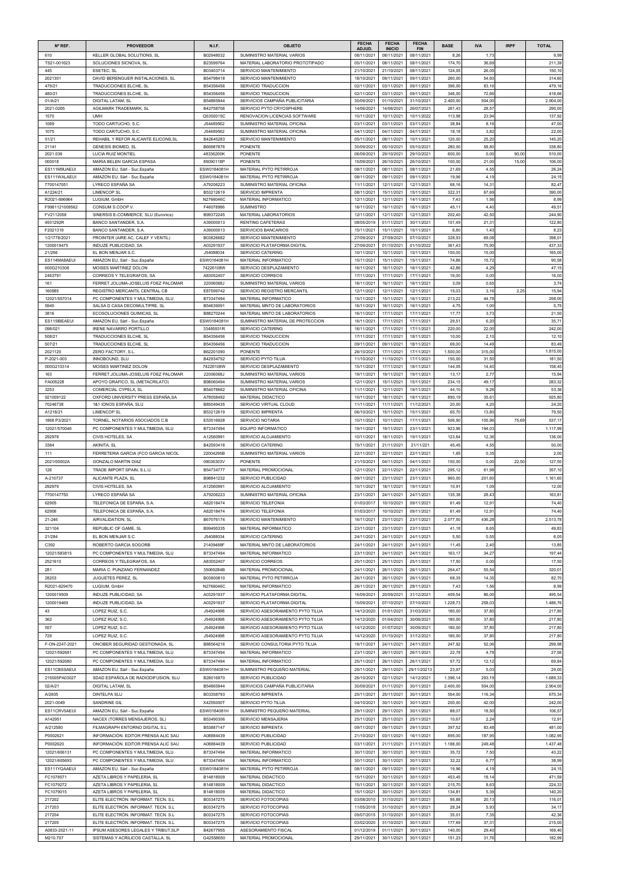| Nº REF. | PROVEEDOR | N.I.F. | OBJETO | FECHA ADJUD. | FECHA INICIO | FECHA FIN | BASE | IVA | IRPF | TOTAL |
|---|---|---|---|---|---|---|---|---|---|---|
| 610 | KELLER GLOBAL SOLUTIONS, SL | B02948032 | SUMINISTRO MATERIAL VARIOS | 08/11/2021 | 08/11/2021 | 08/11/2021 | 8,26 | 1,73 | | 9,99 |
| TS21-001623 | SOLUCIONES SICNOVA, SL | B23599764 | MATERIAL LABORATORIO PROTOTIPADO | 05/11/2021 | 08/11/2021 | 08/11/2021 | 174,70 | 36,69 | | 211,39 |
| 445 | ESETEC, SL | B03403714 | SERVICIO MANTENIMIENTO | 21/10/2021 | 21/10/2021 | 08/11/2021 | 124,05 | 26,05 | | 150,10 |
| 2021301 | DAVID BERENGUER INSTALACIONES, SL | B54798418 | SERVICIO MANTENIMIENTO | 18/10/2021 | 09/11/2021 | 09/11/2021 | 260,00 | 54,60 | | 314,60 |
| 479/21 | TRADUCCIONES ELCHE, SL | B54356456 | SERVICIO TRADUCCION | 02/11/2021 | 03/11/2021 | 09/11/2021 | 396,00 | 83,16 | | 479,16 |
| 480/21 | TRADUCCIONES ELCHE, SL | B54356456 | SERVICIO TRADUCCION | 02/11/2021 | 03/11/2021 | 09/11/2021 | 346,00 | 72,66 | | 418,66 |
| 01/A/21 | DIGITAL LATAM, SL | B54865944 | SERVICIOS CAMPAÑA PUBLICITARIA | 30/09/2021 | 01/10/2021 | 31/10/2021 | 2.400,00 | 504,00 | | 2.904,00 |
| 2021-0265 | AGILMARK TRADEMARK, SL | B42758706 | SERVICIO PYTO CRYOSPHERE | 14/06/2021 | 14/06/2021 | 26/07/2021 | 261,43 | 28,57 | | 290,00 |
| 1570 | UMH | Q5350015C | RENOVACION LICENCIAS SOFTWARE | 10/11/2021 | 10/11/2021 | 10/11/2022 | 113,98 | 23,94 | | 137,92 |
| 1069 | TODO CARTUCHO, S.C. | J54489562 | SUMINISTRO MATERIAL OFICINA | 03/11/2021 | 03/11/2021 | 03/11/2021 | 38,84 | 8,16 | | 47,00 |
| 1075 | TODO CARTUCHO, S.C. | J54489562 | SUMINISTRO MATERIAL OFICINA | 04/11/2021 | 04/11/2021 | 04/11/2021 | 18,18 | 3,82 | | 22,00 |
| 51/21 | REHABIL Y REFOR ALICANTE ELICONS,SL | B42645283 | SERVICIO MANTENIMIENTO | 05/11/2021 | 08/11/2021 | 10/11/2021 | 120,00 | 25,20 | | 145,20 |
| 21141 | GENESIS BIOMED, SL | B66987876 | PONENTE | 30/09/2021 | 05/10/2021 | 05/10/2021 | 280,00 | 58,80 | | 338,80 |
| 2021.036 | LUCIA RUIZ MONTIEL | 48336200K | PONENTE | 06/09/2021 | 29/10/2021 | 29/10/2021 | 600,00 | 0,00 | 90,00 | 510,00 |
| 000018 | MARIA BELEN GARCIA ESPASA | 85090118P | PONENTE | 15/09/2021 | 26/10/2021 | 26/10/2021 | 100,00 | 21,00 | 15,00 | 106,00 |
| ES111M9UAEUI | AMAZON EU, Sàrl - Suc.España | ESW0184081H | MATERIAL PYTO PETIRROJA | 08/11/2021 | 08/11/2021 | 08/11/2021 | 21,69 | 4,55 | | 26,24 |
| ES111WALAEUI | AMAZON EU, Sàrl - Suc.España | ESW0184081H | MATERIAL PYTO PETIRROJA | 08/11/2021 | 09/11/2021 | 09/11/2021 | 19,96 | 4,19 | | 24,15 |
| 7700147051 | LYRECO ESPAÑA SA | A79206223 | SUMINISTRO MATERIAL OFICINA | 11/11/2021 | 12/11/2021 | 12/11/2021 | 68,16 | 14,31 | | 82,47 |
| A1224/21 | LIMENCOP SL | B53212619 | SERVICIO IMPRENTA | 08/11/2021 | 15/11/2021 | 15/11/2021 | 322,31 | 67,69 | | 390,00 |
| R2021-696964 | LUGIUM, GmbH | N2766046C | MATERIAL INFORMATICO | 12/11/2021 | 12/11/2021 | 14/11/2021 | 7,43 | 1,56 | | 8,99 |
| F9981121009562 | CONSUM S.COOP.V. | F46078986 | SUMINISTRO | 16/11/2021 | 16/11/2021 | 16/11/2021 | 45,11 | 4,40 | | 49,51 |
| FV2112058 | SINERSIS E-COMMERCE, SLU (Euronics) | B99372245 | MATERIAL LABORATORIOS | 12/11/2021 | 12/11/2021 | 12/11/2021 | 202,40 | 42,50 | | 244,90 |
| 4931292R | BANCO SANTANDER, S.A. | A39000013 | RENTING CAFETERAS | 08/05/2019 | 01/11/2021 | 30/11/2021 | 101,49 | 21,31 | | 122,80 |
| F2021319 | BANCO SANTANDER, S.A. | A39000013 | SERVICIOS BANCARIOS | 15/11/2021 | 15/11/2021 | 15/11/2021 | 6,80 | 1,43 | | 8,23 |
| 1/21778/2021 | PROINTER (AIRE AC, CALEF Y VENTIL) | B03826682 | SERVICIO MANTENIMIENTO | 27/09/2021 | 27/09/2021 | 07/10/2021 | 328,93 | 69,08 | | 398,01 |
| 1200019475 | INDUZE PUBLICIDAD, SA | A03291937 | SERVICIO PLATAFORMA DIGITAL | 27/09/2021 | 01/10/2021 | 01/10/2022 | 361,43 | 75,90 | | 437,33 |
| 21/256 | EL BON MENJAR S.C. | J54088034 | SERVICIO CATERING | 10/11/2021 | 10/11/2021 | 10/11/2021 | 150,00 | 15,00 | | 165,00 |
| ES114MA8AEUI | AMAZON EU, Sàrl - Suc.España | ESW0184081H | MATERIAL INFORMATICO | 15/11/2021 | 15/11/2021 | 15/11/2021 | 74,86 | 15,72 | | 90,58 |
| 000G210308 | MOISES MARTINEZ DOLON | 74226108W | SERVICIO DESPLAZAMIENTO | 16/11/2021 | 16/11/2021 | 16/11/2021 | 42,86 | 4,29 | | 47,15 |
| 2463791 | CORREOS Y TELEGRAFOS, SA | A83052407 | SERVICIO CORREOS | 17/11/2021 | 17/11/2021 | 17/11/2021 | 16,00 | 0,00 | | 16,00 |
| 161 | FERRET.JOLUMA-JOSELUIS FDEZ PALOMAR | 22006068J | SUMINISTRO MATERIAL VARIOS | 16/11/2021 | 16/11/2021 | 16/11/2021 | 3,09 | 0,65 | | 3,74 |
| 160985 | REGISTRO MERCANTIL CENTRAL CB | E87599742 | SERVICIO REGISTRO MERCANTIL | 12/11/2021 | 12/11/2021 | 12/11/2021 | 15,03 | 3,16 | 2,25 | 15,94 |
| 12021/557014 | PC COMPONENTES Y MULTIMEDIA, SLU | B73347494 | MATERIAL INFORMATICO | 15/11/2021 | 15/11/2021 | 16/11/2021 | 213,22 | 44,78 | | 258,00 |
| 5945 | SALSA D CASA DECOMULTIPRE, SL | B54639091 | MATERIAL MNTO DE LABORATORIOS | 16/11/2021 | 16/11/2021 | 16/11/2021 | 4,75 | 1,00 | | 5,75 |
| 3816 | ECOSOLUCIONES QUIMICAS, SL | B88270244 | MATERIAL MNTO DE LABORATORIOS | 16/11/2021 | 17/11/2021 | 17/11/2021 | 17,77 | 3,73 | | 21,50 |
| ES115IBEAEUI | AMAZON EU, Sàrl - Suc.España | ESW0184081H | SUMINISTRO MATERIAL DE PROTECCION | 16/11/2021 | 17/11/2021 | 17/11/2021 | 29,51 | 6,20 | | 35,71 |
| 098/021 | IRENE NAVARRO PORTILLO | 33485931R | SERVICIO CATERING | 16/11/2021 | 17/11/2021 | 17/11/2021 | 220,00 | 22,00 | | 242,00 |
| 508/21 | TRADUCCIONES ELCHE, SL | B54356456 | SERVICIO TRADUCCION | 17/11/2021 | 17/11/2021 | 18/11/2021 | 10,00 | 2,10 | | 12,10 |
| 507/21 | TRADUCCIONES ELCHE, SL | B54356456 | SERVICIO TRADUCCION | 09/11/2021 | 09/11/2021 | 18/11/2021 | 69,00 | 14,49 | | 83,49 |
| 2021120 | ZERO FACTORY, S.L. | B62201090 | PONENTE | 26/10/2021 | 17/11/2021 | 17/11/2021 | 1.500,00 | 315,00 | | 1.815,00 |
| P-2021-003 | INNOBOUND, SLU | B42934752 | SERVICIO PYTO TILUA | 11/10/2021 | 11/10/2021 | 17/11/2021 | 150,00 | 31,50 | | 181,50 |
| 000G210314 | MOISES MARTINEZ DOLON | 74226108W | SERVICIO DESPLAZAMIENTO | 15/11/2021 | 17/11/2021 | 18/11/2021 | 144,05 | 14,40 | | 158,45 |
| 163 | FERRET.JOLUMA-JOSELUIS FDEZ PALOMAR | 22006068J | SUMINISTRO MATERIAL VARIOS | 19/11/2021 | 19/11/2021 | 19/11/2021 | 13,17 | 2,77 | | 15,94 |
| FA005228 | APOYO GRAFICO, SL (METACRILATO) | B98060494 | SUMINISTRO MATERIAL VARIOS | 12/11/2021 | 15/11/2021 | 15/11/2021 | 234,15 | 49,17 | | 283,32 |
| 3253 | COMERCIAL CYPELX, SL | B54078662 | SUMINISTRO MATERIAL OFICINA | 11/11/2021 | 12/11/2021 | 19/11/2021 | 44,10 | 9,26 | | 53,36 |
| 921009122 | OXFORD UNIVERSITY PRESS ESPAÑA,SA | A78058492 | MATERIAL DIDACTICO | 10/11/2021 | 18/11/2021 | 18/11/2021 | 890,19 | 35,61 | | 925,80 |
| 70246738 | 1&1 IONOS ESPAÑA, SLU | B85049435 | SERVICIO VIRTUAL CLOUD | 11/11/2021 | 11/11/2021 | 11/12/2021 | 20,00 | 4,20 | | 24,20 |
| A1218/21 | LIMENCOP SL | B53212619 | SERVICIO IMPRENTA | 06/10/2021 | 15/11/2021 | 15/11/2021 | 65,70 | 13,80 | | 79,50 |
| 1868 P3/2021 | TORNEL, NOTARIOS ASOCIADOS C.B | E53516928 | SERVICIO NOTARIA | 10/11/2021 | 10/11/2021 | 17/11/2021 | 506,90 | 105,96 | 75,69 | 537,17 |
| 12021/570046 | PC COMPONENTES Y MULTIMEDIA, SLU | B73347494 | EQUIPO INFORMATICO | 19/11/2021 | 19/11/2021 | 23/11/2021 | 923,96 | 194,03 | | 1.117,99 |
| 292978 | CIVIS HOTELES, SA | A12560991 | SERVICIO ALOJAMIENTO | 10/11/2021 | 18/11/2021 | 19/11/2021 | 123,64 | 12,36 | | 136,00 |
| 3384 | AKINITA, SL | B42593418 | SERVICIO CATERING | 15/11/2021 | 21/11/2021 | 21/11/221 | 45,45 | 4,55 | | 50,00 |
| 111 | FERRETERIA GARCIA (FCO GARCIA NICOL | 22004295B | SUMINISTRO MATERIAL VARIOS | 22/11/2021 | 22/11/2021 | 22/11/2021 | 1,65 | 0,35 | | 2,00 |
| 2021/00002A | GONZALO MARTIN DIAZ | 09036303V | PONENTE | 21/10/2021 | 04/11/2021 | 04/11/2021 | 150,00 | 0,00 | 22,50 | 127,50 |
| 126 | TRADE IMPORT SPAIN, S.L.U. | B54734777 | MATERIAL PROMOCIONAL | 12/11/2021 | 22/11/2021 | 22/11/2021 | 295,12 | 61,98 | | 357,10 |
| A-210737 | ALICANTE PLAZA, SL | B98841232 | SERVICIO PUBLICIDAD | 09/11/2021 | 23/11/2021 | 23/11/2021 | 960,00 | 201,60 | | 1.161,60 |
| 292979 | CIVIS HOTELES, SA | A12560991 | SERVICIO ALOJAMIENTO | 10/11/2021 | 18/11/2021 | 19/11/2021 | 10,91 | 1,09 | | 12,00 |
| 7700147750 | LYRECO ESPAÑA SA | A79206223 | SUMINISTRO MATERIAL OFICINA | 23/11/2021 | 24/11/2021 | 24/11/2021 | 135,38 | 28,43 | | 163,81 |
| 62905 | TELEFONICA DE ESPAÑA, S.A. | A82018474 | SERVICIO TELEFONIA | 01/03/2017 | 10/10/2021 | 09/11/2021 | 61,49 | 12,91 | | 74,40 |
| 62906 | TELEFONICA DE ESPAÑA, S.A. | A82018474 | SERVICIO TELEFONIA | 01/03/2017 | 10/10/2021 | 09/11/2021 | 61,49 | 12,91 | | 74,40 |
| 21-246 | AIRVALIDATION, SL | B67076174 | SERVICIO MANTENIMIENTO | 16/11/2021 | 23/11/2021 | 23/11/2021 | 2.077,50 | 436,28 | | 2.513,78 |
| 321104 | REPUBLIC OF GAME, SL | B99495335 | MATERIAL INFORMATICO | 23/11/2021 | 23/11/2021 | 23/11/2021 | 41,18 | 8,65 | | 49,83 |
| 21/284 | EL BON MENJAR S.C. | J54088034 | SERVICIO CATERING | 24/11/2021 | 24/11/2021 | 24/11/2021 | 5,50 | 0,55 | | 6,05 |
| C392 | ROBERTO GARCIA SOGORB | 21409488F | MATERIAL MNTO DE LABORATORIOS | 24/11/2021 | 24/11/2021 | 24/11/2021 | 11,45 | 2,40 | | 13,85 |
| 12021/583815 | PC COMPONENTES Y MULTIMEDIA, SLU | B73347494 | MATERIAL INFORMATICO | 23/11/2021 | 24/11/2021 | 24/11/2021 | 163,17 | 34,27 | | 197,44 |
| 2521610 | CORREOS Y TELEGRAFOS, SA | A83052407 | SERVICIO CORREOS | 25/11/2021 | 25/11/2021 | 25/11/2021 | 17,50 | 0,00 | | 17,50 |
| 281 | MARIA C. PUNZANO FERNANDEZ | 35069284B | MATERIAL PROMOCIONAL | 24/11/2021 | 26/11/2021 | 26/11/2021 | 264,47 | 55,54 | | 320,01 |
| 28203 | JUGUETES PEREZ, SL | B03800810 | MATERIAL PYTO PETIRROJA | 26/11/2021 | 26/11/2021 | 26/11/2021 | 68,35 | 14,35 | | 82,70 |
| R2021-629470 | LUGIUM, GmbH | N2766046C | MATERIAL INFORMATICO | 26/11/2021 | 26/11/2021 | 28/11/2021 | 7,43 | 1,56 | | 8,99 |
| 1200019509 | INDUZE PUBLICIDAD, SA | A03291937 | SERVICIO PLATAFORMA DIGITAL | 16/09/2021 | 20/09/2021 | 31/12/2021 | 409,54 | 86,00 | | 495,54 |
| 1200019469 | INDUZE PUBLICIDAD, SA | A03291937 | SERVICIO PLATAFORMA DIGITAL | 15/09/2021 | 07/10/2021 | 07/10/2021 | 1.228,73 | 258,03 | | 1.486,76 |
| 43 | LOPEZ RUIZ, S.C. | J54924998 | SERVICIO ASESORAMIENTO PYTO TILUA | 14/12/2020 | 01/01/2021 | 31/03/2021 | 180,00 | 37,80 | | 217,80 |
| 362 | LOPEZ RUIZ, S.C. | J54924998 | SERVICIO ASESORAMIENTO PYTO TILUA | 14/12/2020 | 01/04/2021 | 30/06/2021 | 180,00 | 37,80 | | 217,80 |
| 567 | LOPEZ RUIZ, S.C. | J54924998 | SERVICIO ASESORAMIENTO PYTO TILUA | 14/12/2020 | 01/07/2021 | 30/09/2021 | 180,00 | 37,80 | | 217,80 |
| 729 | LOPEZ RUIZ, S.C. | J54924998 | SERVICIO ASESORAMIENTO PYTO TILUA | 14/12/2020 | 01/10/2021 | 31/12/2021 | 180,00 | 37,80 | | 217,80 |
| F-ON-2247-2021 | ONCIBER SEGURIDAD GESTIONADA, SL | B88564216 | SERVICIO CONSULTORIA PYTO TILUA | 18/11/2021 | 24/11/2021 | 24/11/2021 | 247,92 | 52,06 | | 299,98 |
| 12021/592681 | PC COMPONENTES Y MULTIMEDIA, SLU | B73347494 | MATERIAL INFORMATICO | 23/11/2021 | 26/11/2021 | 26/11/2021 | 22,78 | 4,78 | | 27,56 |
| 12021/592680 | PC COMPONENTES Y MULTIMEDIA, SLU | B73347494 | MATERIAL INFORMATICO | 25/11/2021 | 26/11/2021 | 26/11/2021 | 57,72 | 12,12 | | 69,84 |
| ES11CBSSAEUI | AMAZON EU, Sàrl - Suc.España | ESW0184081H | SUMINISTRO PEQUEÑO MATERIAL | 29/11/2021 | 29/11/2021 | 29/11/20213 | 23,97 | 5,03 | | 29,00 |
| 215005PA03027 | SDAD ESPAÑOLA DE RADIODIFUSION, SLU | B28016970 | SERVICIO PUBLICIDAD | 26/10/2021 | 02/11/2021 | 14/12/2021 | 1.396,14 | 293,19 | | 1.689,33 |
| 02/A/21 | DIGITAL LATAM, SL | B54865944 | SERVICIOS CAMPAÑA PUBLICITARIA | 30/09/2021 | 01/11/2021 | 30/11/2021 | 2.400,00 | 504,00 | | 2.904,00 |
| A/2605 | DINTELPA SLU | B03358793 | SERVICIO IMPRENTA | 25/11/2021 | 25/11/2021 | 30/11/2021 | 554,00 | 116,34 | | 670,34 |
| 2021-0049 | SANDRINE GIL | X4255000T | SERVICIO PYTO TILUA | 04/10/2021 | 30/11/2021 | 30/11/2021 | 200,00 | 42,00 | | 242,00 |
| ES11CRV5AEUI | AMAZON EU, Sàrl - Suc.España | ESW0184081H | SUMINISTRO PEQUEÑO MATERIAL | 29/11/2021 | 29/11/2021 | 30/11/2021 | 88,07 | 18,50 | | 106,57 |
| A142951 | NACEX (TORRES MENSAJEROS, SL) | B54349006 | SERVICIO MENSAJERIA | 25/11/2021 | 25/11/2021 | 25/11/2021 | 10,67 | 2,24 | | 12,91 |
| A/212580 | FILMAGRAPH ENTORNO DIGITAL S.L | B53887147 | SERVICIO IMPRENTA | 09/11/2021 | 09/11/2021 | 29/11/2021 | 397,52 | 83,48 | | 481,00 |
| P0002621 | INFORMACIÓN. EDITOR PRENSA ALIC SAU | A08884439 | SERVICIO PUBLICIDAD | 21/10/2021 | 03/11/2021 | 16/11/2021 | 895,00 | 187,95 | | 1.082,95 |
| P0002620 | INFORMACIÓN. EDITOR PRENSA ALIC SAU | A08884439 | SERVICIO PUBLICIDAD | 03/11/2021 | 21/11/2021 | 21/11/2021 | 1.188,00 | 249,48 | | 1.437,48 |
| 12021/606131 | PC COMPONENTES Y MULTIMEDIA, SLU | B73347494 | MATERIAL INFORMATICO | 30/11/2021 | 30/11/2021 | 30/11/2021 | 35,72 | 7,50 | | 43,22 |
| 12021/605693 | PC COMPONENTES Y MULTIMEDIA, SLU | B73347494 | MATERIAL INFORMATICO | 30/11/2021 | 30/11/2021 | 30/11/2021 | 32,22 | 6,77 | | 38,99 |
| ES111YQAAEUI | AMAZON EU, Sàrl - Suc.España | ESW0184081H | MATERIAL PYTO PETIRROJA | 08/11/2021 | 09/11/2021 | 09/11/2021 | 19,96 | 4,19 | | 24,15 |
| FC1078571 | AZETA LIBROS Y PAPELERIA, SL | B14818009 | MATERIAL DIDACTICO | 15/11/2021 | 30/11/2021 | 30/11/2021 | 453,45 | 18,14 | | 471,59 |
| FC1079272 | AZETA LIBROS Y PAPELERIA, SL | B14818009 | MATERIAL DIDACTICO | 15/11/2021 | 30/11/2021 | 30/11/2021 | 215,70 | 8,63 | | 224,33 |
| FC1079015 | AZETA LIBROS Y PAPELERIA, SL | B14818009 | MATERIAL DIDACTICO | 15/11/2021 | 30/11/2021 | 30/11/2021 | 134,81 | 5,39 | | 140,20 |
| 217202 | ELITE ELECTRÓN. INFORMAT. TECN. S.L | B03347275 | SERVICIO FOTOCOPIAS | 03/08/2010 | 31/10/2021 | 30/11/2021 | 95,88 | 20,13 | | 116,01 |
| 217203 | ELITE ELECTRÓN. INFORMAT. TECN. S.L | B03347275 | SERVICIO FOTOCOPIAS | 11/05/2018 | 31/10/2021 | 30/11/2021 | 28,24 | 5,93 | | 34,17 |
| 217204 | ELITE ELECTRÓN. INFORMAT. TECN. S.L | B03347275 | SERVICIO FOTOCOPIAS | 09/07/2015 | 31/10/2021 | 30/11/2021 | 35,01 | 7,35 | | 42,36 |
| 217205 | ELITE ELECTRÓN. INFORMAT. TECN. S.L | B03347275 | SERVICIO FOTOCOPIAS | 03/02/2020 | 31/10/2021 | 30/11/2021 | 177,69 | 37,31 | | 215,00 |
| A0833-2021-11 | IPSUM ASESORES LEGALES Y TRIBUT,SLP | B42677955 | ASESORAMIENTO FISCAL | 01/12/2019 | 01/11/2021 | 30/11/2021 | 140,00 | 29,40 | | 169,40 |
| M210.707 | SISTEMAS Y ACRILICOS CASTALLA, SL | G42558650 | MATERIAL PROMOCIONAL | 29/11/2021 | 30/11/2021 | 30/11/2021 | 151,23 | 31,76 | | 182,99 |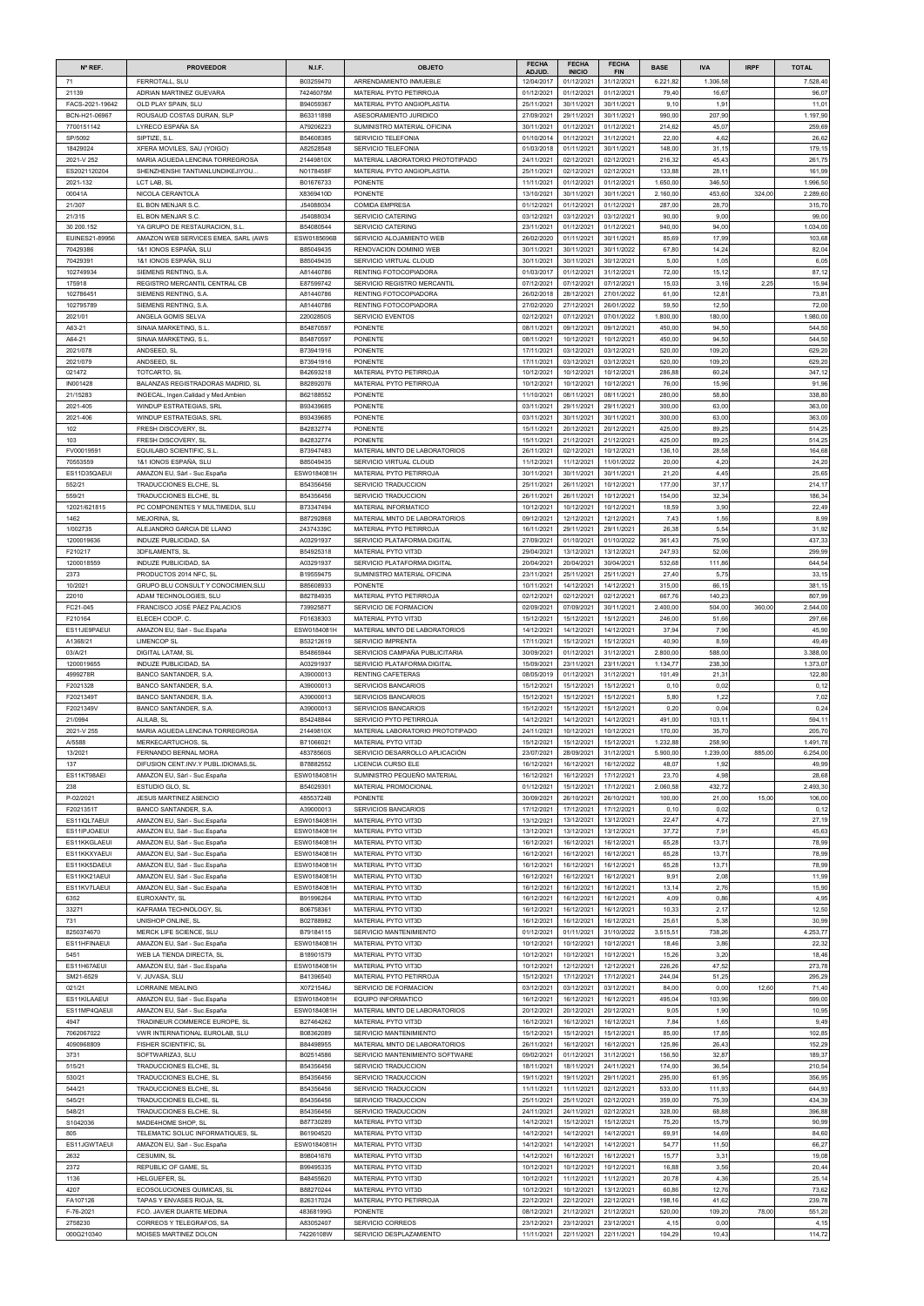| Nº REF. | PROVEEDOR | N.I.F. | OBJETO | FECHA ADJUD. | FECHA INICIO | FECHA FIN | BASE | IVA | IRPF | TOTAL |
|---|---|---|---|---|---|---|---|---|---|---|
| 71 | FERROTALL, SLU | B03259470 | ARRENDAMIENTO INMUEBLE | 12/04/2017 | 01/12/2021 | 31/12/2021 | 6.221,82 | 1.306,58 | | 7.528,40 |
| 21139 | ADRIAN MARTINEZ GUEVARA | 74246079M | MATERIAL PYTO PETIRROJA | 01/12/2021 | 01/12/2021 | 01/12/2021 | 79,40 | 16,67 | | 96,07 |
| FACS-2021-19642 | OLD PLAY SPAIN, SLU | B94059367 | MATERIAL PYTO ANGIOPLASTIA | 25/11/2021 | 30/11/2021 | 30/11/2021 | 9,10 | 1,91 | | 11,01 |
| BCN-H21-06967 | ROUSAUD COSTAS DURAN, SLP | B63311898 | ASESORAMIENTO JURIDICO | 27/09/2021 | 29/11/2021 | 30/11/2021 | 990,00 | 207,90 | | 1.197,90 |
| 7700151142 | LYRECO ESPAÑA SA | A79206223 | SUMINISTRO MATERIAL OFICINA | 30/11/2021 | 01/12/2021 | 01/12/2021 | 214,62 | 45,07 | | 259,69 |
| SP/5092 | SIPTIZE, S.L. | B54608385 | SERVICIO TELEFONIA | 01/10/2014 | 01/12/2021 | 31/12/2021 | 22,00 | 4,62 | | 26,62 |
| 18429024 | XFERA MOVILES, SAU (YOIGO) | A82528548 | SERVICIO TELEFONIA | 01/03/2018 | 01/11/2021 | 30/11/2021 | 148,00 | 31,15 | | 179,15 |
| 2021-V 252 | MARIA AGUEDA LENCINA TORREGROSA | 21449810X | MATERIAL LABORATORIO PROTOTIPADO | 24/11/2021 | 02/12/2021 | 02/12/2021 | 216,32 | 45,43 | | 261,75 |
| ES2021120204 | SHENZHENSHI TANTIANLUNDIKEJIYOU... | N0178458F | MATERIAL PYTO ANGIOPLASTIA | 25/11/2021 | 02/12/2021 | 02/12/2021 | 133,88 | 28,11 | | 161,99 |
| 2021-132 | LCT LAB, SL | B01676733 | PONENTE | 11/11/2021 | 01/12/2021 | 01/12/2021 | 1.650,00 | 346,50 | | 1.996,50 |
| 00041A | NICOLA CERANTOLA | X8369410D | PONENTE | 13/10/2021 | 30/11/2021 | 30/11/2021 | 2.160,00 | 453,60 | 324,00 | 2.289,60 |
| 21/307 | EL BON MENJAR S.C. | J54088034 | COMIDA EMPRESA | 01/12/2021 | 01/12/2021 | 01/12/2021 | 287,00 | 28,70 | | 315,70 |
| 21/315 | EL BON MENJAR S.C. | J54088034 | SERVICIO CATERING | 03/12/2021 | 03/12/2021 | 03/12/2021 | 90,00 | 9,00 | | 99,00 |
| 30 200.152 | YA GRUPO DE RESTAURACION, S.L. | B54080544 | SERVICIO CATERING | 23/11/2021 | 01/12/2021 | 01/12/2021 | 940,00 | 94,00 | | 1.034,00 |
| EUINES21-89956 | AMAZON WEB SERVICES EMEA, SARL (AWS | ESW0185696B | SERVICIO ALOJAMIENTO WEB | 26/02/2020 | 01/11/2021 | 30/11/2021 | 85,69 | 17,99 | | 103,68 |
| 70429386 | 1&1 IONOS ESPAÑA, SLU | B85049435 | RENOVACION DOMINIO WEB | 30/11/2021 | 30/11/2021 | 30/11/2022 | 67,80 | 14,24 | | 82,04 |
| 70429391 | 1&1 IONOS ESPAÑA, SLU | B85049435 | SERVICIO VIRTUAL CLOUD | 30/11/2021 | 30/11/2021 | 30/12/2021 | 5,00 | 1,05 | | 6,05 |
| 102749934 | SIEMENS RENTING, S.A. | A81440786 | RENTING FOTOCOPIADORA | 01/03/2017 | 01/12/2021 | 31/12/2021 | 72,00 | 15,12 | | 87,12 |
| 175918 | REGISTRO MERCANTIL CENTRAL CB | E87599742 | SERVICIO REGISTRO MERCANTIL | 07/12/2021 | 07/12/2021 | 07/12/2021 | 15,03 | 3,16 | 2,25 | 15,94 |
| 102786451 | SIEMENS RENTING, S.A. | A81440786 | RENTING FOTOCOPIADORA | 26/02/2018 | 28/12/2021 | 27/01/2022 | 61,00 | 12,81 | | 73,81 |
| 102795789 | SIEMENS RENTING, S.A. | A81440786 | RENTING FOTOCOPIADORA | 27/02/2020 | 27/12/2021 | 26/01/2022 | 59,50 | 12,50 | | 72,00 |
| 2021/01 | ANGELA GOMIS SELVA | 22002850G | SERVICIO EVENTOS | 02/12/2021 | 07/12/2021 | 07/01/2022 | 1.800,00 | 180,00 | | 1.980,00 |
| A63-21 | SINAIA MARKETING, S.L. | B54870597 | PONENTE | 08/11/2021 | 09/12/2021 | 09/12/2021 | 450,00 | 94,50 | | 544,50 |
| A64-21 | SINAIA MARKETING, S.L. | B54870597 | PONENTE | 08/11/2021 | 10/12/2021 | 10/12/2021 | 450,00 | 94,50 | | 544,50 |
| 2021/078 | ANDSEED, SL | B73941916 | PONENTE | 17/11/2021 | 03/12/2021 | 03/12/2021 | 520,00 | 109,20 | | 629,20 |
| 2021/079 | ANDSEED, SL | B73941916 | PONENTE | 17/11/2021 | 03/12/2021 | 03/12/2021 | 520,00 | 109,20 | | 629,20 |
| 021472 | TOTCARTO, SL | B42693218 | MATERIAL PYTO PETIRROJA | 10/12/2021 | 10/12/2021 | 10/12/2021 | 286,88 | 60,24 | | 347,12 |
| IN001428 | BALANZAS REGISTRADORAS MADRID, SL | B82892076 | MATERIAL PYTO PETIRROJA | 10/12/2021 | 10/12/2021 | 10/12/2021 | 76,00 | 15,96 | | 91,96 |
| 21/15283 | INGECAL, Ingen.Calidad y Med.Ambien | B62188552 | PONENTE | 11/10/2021 | 08/11/2021 | 08/11/2021 | 280,00 | 58,80 | | 338,80 |
| 2021-405 | WINDUP ESTRATEGIAS, SRL | B93439685 | PONENTE | 03/11/2021 | 29/11/2021 | 29/11/2021 | 300,00 | 63,00 | | 363,00 |
| 2021-406 | WINDUP ESTRATEGIAS, SRL | B93439685 | PONENTE | 03/11/2021 | 30/11/2021 | 30/11/2021 | 300,00 | 63,00 | | 363,00 |
| 102 | FRESH DISCOVERY, SL | B42832774 | PONENTE | 15/11/2021 | 20/12/2021 | 20/12/2021 | 425,00 | 89,25 | | 514,25 |
| 103 | FRESH DISCOVERY, SL | B42832774 | PONENTE | 15/11/2021 | 21/12/2021 | 21/12/2021 | 425,00 | 89,25 | | 514,25 |
| FV00019591 | EQUILABO SCIENTIFIC, S.L. | B73947483 | MATERIAL MNTO DE LABORATORIOS | 26/11/2021 | 02/12/2021 | 10/12/2021 | 136,10 | 28,58 | | 164,68 |
| 70553559 | 1&1 IONOS ESPAÑA, SLU | B85049435 | SERVICIO VIRTUAL CLOUD | 11/12/2021 | 11/12/2021 | 11/01/2022 | 20,00 | 4,20 | | 24,20 |
| ES11D35QAEUI | AMAZON EU, Sàrl - Suc.España | ESW0184081H | MATERIAL PYTO PETIRROJA | 30/11/2021 | 30/11/2021 | 30/11/2021 | 21,20 | 4,45 | | 25,65 |
| 552/21 | TRADUCCIONES ELCHE, SL | B54356456 | SERVICIO TRADUCCION | 25/11/2021 | 26/11/2021 | 10/12/2021 | 177,00 | 37,17 | | 214,17 |
| 559/21 | TRADUCCIONES ELCHE, SL | B54356456 | SERVICIO TRADUCCION | 26/11/2021 | 26/11/2021 | 10/12/2021 | 154,00 | 32,34 | | 186,34 |
| 12021/621815 | PC COMPONENTES Y MULTIMEDIA, SLU | B73347494 | MATERIAL INFORMATICO | 10/12/2021 | 10/12/2021 | 10/12/2021 | 18,59 | 3,90 | | 22,49 |
| 1462 | MEJORINA, SL | B87292868 | MATERIAL MNTO DE LABORATORIOS | 09/12/2021 | 12/12/2021 | 12/12/2021 | 7,43 | 1,56 | | 8,99 |
| 1/002735 | ALEJANDRO GARCIA DE LLANO | 24374339C | MATERIAL PYTO PETIRROJA | 16/11/2021 | 29/11/2021 | 29/11/2021 | 26,38 | 5,54 | | 31,92 |
| 1200019636 | INDUZE PUBLICIDAD, SA | A03291937 | SERVICIO PLATAFORMA DIGITAL | 27/09/2021 | 01/10/2021 | 01/10/2022 | 361,43 | 75,90 | | 437,33 |
| F210217 | 3DFILAMENTS, SL | B54925318 | MATERIAL PYTO VIT3D | 29/04/2021 | 13/12/2021 | 13/12/2021 | 247,93 | 52,06 | | 299,99 |
| 1200018559 | INDUZE PUBLICIDAD, SA | A03291937 | SERVICIO PLATAFORMA DIGITAL | 20/04/2021 | 20/04/2021 | 30/04/2021 | 532,68 | 111,86 | | 644,54 |
| 2373 | PRODUCTOS 2014 NFC, SL | B19559475 | SUMINISTRO MATERIAL OFICINA | 23/11/2021 | 25/11/2021 | 25/11/2021 | 27,40 | 5,75 | | 33,15 |
| 10/2021 | GRUPO BLU CONSULT Y CONOCIMIEN,SLU | B85608933 | PONENTE | 10/11/2021 | 14/12/2021 | 14/12/2021 | 315,00 | 66,15 | | 381,15 |
| 22010 | ADAM TECHNOLOGIES, SLU | B82784935 | MATERIAL PYTO PETIRROJA | 02/12/2021 | 02/12/2021 | 02/12/2021 | 667,76 | 140,23 | | 807,99 |
| FC21-045 | FRANCISCO JOSÉ PÁEZ PALACIOS | 73992587T | SERVICIO DE FORMACION | 02/09/2021 | 07/09/2021 | 30/11/2021 | 2.400,00 | 504,00 | 360,00 | 2.544,00 |
| F210164 | ELECEH COOP. C. | F01638303 | MATERIAL PYTO VIT3D | 15/12/2021 | 15/12/2021 | 15/12/2021 | 246,00 | 51,66 | | 297,66 |
| ES11JE9PAEUI | AMAZON EU, Sàrl - Suc.España | ESW0184081H | MATERIAL MNTO DE LABORATORIOS | 14/12/2021 | 14/12/2021 | 14/12/2021 | 37,94 | 7,96 | | 45,90 |
| A1368/21 | LIMENCOP SL | B53212619 | SERVICIO IMPRENTA | 17/11/2021 | 15/12/2021 | 15/12/2021 | 40,90 | 8,59 | | 49,49 |
| 03/A/21 | DIGITAL LATAM, SL | B54865944 | SERVICIOS CAMPAÑA PUBLICITARIA | 30/09/2021 | 01/12/2021 | 31/12/2021 | 2.800,00 | 588,00 | | 3.388,00 |
| 1200019655 | INDUZE PUBLICIDAD, SA | A03291937 | SERVICIO PLATAFORMA DIGITAL | 15/09/2021 | 23/11/2021 | 23/11/2021 | 1.134,77 | 238,30 | | 1.373,07 |
| 4999278R | BANCO SANTANDER, S.A. | A39000013 | RENTING CAFETERAS | 08/05/2019 | 01/12/2021 | 31/12/2021 | 101,49 | 21,31 | | 122,80 |
| F2021328 | BANCO SANTANDER, S.A. | A39000013 | SERVICIOS BANCARIOS | 15/12/2021 | 15/12/2021 | 15/12/2021 | 0,10 | 0,02 | | 0,12 |
| F2021349T | BANCO SANTANDER, S.A. | A39000013 | SERVICIOS BANCARIOS | 15/12/2021 | 15/12/2021 | 15/12/2021 | 5,80 | 1,22 | | 7,02 |
| F2021349V | BANCO SANTANDER, S.A. | A39000013 | SERVICIOS BANCARIOS | 15/12/2021 | 15/12/2021 | 15/12/2021 | 0,20 | 0,04 | | 0,24 |
| 21/0994 | ALILAB, SL | B54248844 | SERVICIO PYTO PETIRROJA | 14/12/2021 | 14/12/2021 | 14/12/2021 | 491,00 | 103,11 | | 594,11 |
| 2021-V 255 | MARIA AGUEDA LENCINA TORREGROSA | 21449810X | MATERIAL LABORATORIO PROTOTIPADO | 24/11/2021 | 10/12/2021 | 10/12/2021 | 170,00 | 35,70 | | 205,70 |
| A/5588 | MERKECARTUCHOS, SL | B71066021 | MATERIAL PYTO VIT3D | 15/12/2021 | 15/12/2021 | 15/12/2021 | 1.232,88 | 258,90 | | 1.491,78 |
| 13/2021 | FERNANDO BERNAL MORA | 48378560S | SERVICIO DESARROLLO APLICACIÓN | 23/07/2021 | 28/09/2021 | 31/12/2021 | 5.900,00 | 1.239,00 | 885,00 | 6.254,00 |
| 137 | DIFUSION CENT.INV.Y PUBL.IDIOMAS,SL | B78882552 | LICENCIA CURSO ELE | 16/12/2021 | 16/12/2021 | 16/12/2022 | 48,07 | 1,92 | | 49,99 |
| ES11KT98AEI | AMAZON EU, Sàrl - Suc.España | ESW0184081H | SUMINISTRO PEQUEÑO MATERIAL | 16/12/2021 | 16/12/2021 | 17/12/2021 | 23,70 | 4,98 | | 28,68 |
| 238 | ESTUDIO GLO, SL | B54029301 | MATERIAL PROMOCIONAL | 01/12/2021 | 15/12/2021 | 17/12/2021 | 2.060,58 | 432,72 | | 2.493,30 |
| P-02/2021 | JESUS MARTINEZ ASENCIO | 48553724B | PONENTE | 30/09/2021 | 26/10/2021 | 26/10/2021 | 100,00 | 21,00 | 15,00 | 106,00 |
| F2021351T | BANCO SANTANDER, S.A. | A39000013 | SERVICIOS BANCARIOS | 17/12/2021 | 17/12/2021 | 17/12/2021 | 0,10 | 0,02 | | 0,12 |
| ES11KQL7AEUI | AMAZON EU, Sàrl - Suc.España | ESW0184081H | MATERIAL PYTO VIT3D | 13/12/2021 | 13/12/2021 | 13/12/2021 | 22,47 | 4,72 | | 27,19 |
| ES11IPJOAEUI | AMAZON EU, Sàrl - Suc.España | ESW0184081H | MATERIAL PYTO VIT3D | 13/12/2021 | 13/12/2021 | 13/12/2021 | 37,72 | 7,91 | | 45,63 |
| ES11KKGLAEUI | AMAZON EU, Sàrl - Suc.España | ESW0184081H | MATERIAL PYTO VIT3D | 16/12/2021 | 16/12/2021 | 16/12/2021 | 65,28 | 13,71 | | 78,99 |
| ES11KKXYAEUI | AMAZON EU, Sàrl - Suc.España | ESW0184081H | MATERIAL PYTO VIT3D | 16/12/2021 | 16/12/2021 | 16/12/2021 | 65,28 | 13,71 | | 78,99 |
| ES11KK5DAEUI | AMAZON EU, Sàrl - Suc.España | ESW0184081H | MATERIAL PYTO VIT3D | 16/12/2021 | 16/12/2021 | 16/12/2021 | 65,28 | 13,71 | | 78,99 |
| ES11KK21AEUI | AMAZON EU, Sàrl - Suc.España | ESW0184081H | MATERIAL PYTO VIT3D | 16/12/2021 | 16/12/2021 | 16/12/2021 | 9,91 | 2,08 | | 11,99 |
| ES11KV7LAEUI | AMAZON EU, Sàrl - Suc.España | ESW0184081H | MATERIAL PYTO VIT3D | 16/12/2021 | 16/12/2021 | 16/12/2021 | 13,14 | 2,76 | | 15,90 |
| 6352 | EUROXANTY, SL | B91996264 | MATERIAL PYTO VIT3D | 16/12/2021 | 16/12/2021 | 16/12/2021 | 4,09 | 0,86 | | 4,95 |
| 33271 | KAFRAMA TECHNOLOGY, SL | B06758361 | MATERIAL PYTO VIT3D | 16/12/2021 | 16/12/2021 | 16/12/2021 | 10,33 | 2,17 | | 12,50 |
| 731 | UNISHOP ONLINE, SL | B02788982 | MATERIAL PYTO VIT3D | 16/12/2021 | 16/12/2021 | 16/12/2021 | 25,61 | 5,38 | | 30,99 |
| 8250374670 | MERCK LIFE SCIENCE, SLU | B79184115 | SERVICIO MANTENIMIENTO | 01/12/2021 | 01/11/2021 | 31/10/2022 | 3.515,51 | 738,26 | | 4.253,77 |
| ES11HFINAEUI | AMAZON EU, Sàrl - Suc.España | ESW0184081H | MATERIAL PYTO VIT3D | 10/12/2021 | 10/12/2021 | 10/12/2021 | 18,46 | 3,86 | | 22,32 |
| 5451 | WEB LA TIENDA DIRECTA, SL | B18901579 | MATERIAL PYTO VIT3D | 10/12/2021 | 10/12/2021 | 10/12/2021 | 15,26 | 3,20 | | 18,46 |
| ES11H67AEUI | AMAZON EU, Sàrl - Suc.España | ESW0184081H | MATERIAL PYTO VIT3D | 10/12/2021 | 12/12/2021 | 12/12/2021 | 226,26 | 47,52 | | 273,78 |
| SM21-6529 | V. JUVASA, SLU | B41396540 | MATERIAL PYTO PETIRROJA | 15/12/2021 | 17/12/2021 | 17/12/2021 | 244,04 | 51,25 | | 295,29 |
| 021/21 | LORRAINE MEALING | X0721546J | SERVICIO DE FORMACION | 03/12/2021 | 03/12/2021 | 03/12/2021 | 84,00 | 0,00 | 12,60 | 71,40 |
| ES11KILAAEUI | AMAZON EU, Sàrl - Suc.España | ESW0184081H | EQUIPO INFORMATICO | 16/12/2021 | 16/12/2021 | 16/12/2021 | 495,04 | 103,96 | | 599,00 |
| ES11MP4QAEUI | AMAZON EU, Sàrl - Suc.España | ESW0184081H | MATERIAL MNTO DE LABORATORIOS | 20/12/2021 | 20/12/2021 | 20/12/2021 | 9,05 | 1,90 | | 10,95 |
| 4947 | TRADINEUR COMMERCE EUROPE, SL | B27464262 | MATERIAL PYTO VIT3D | 16/12/2021 | 16/12/2021 | 16/12/2021 | 7,84 | 1,65 | | 9,49 |
| 7062067022 | VWR INTERNATIONAL EUROLAB, SLU | B08362089 | SERVICIO MANTENIMIENTO | 15/12/2021 | 15/12/2021 | 15/12/2021 | 85,00 | 17,85 | | 102,85 |
| 4090968809 | FISHER SCIENTIFIC, SL | B84498955 | MATERIAL MNTO DE LABORATORIOS | 26/11/2021 | 16/12/2021 | 16/12/2021 | 125,86 | 26,43 | | 152,29 |
| 3731 | SOFTWARIZA3, SLU | B02514586 | SERVICIO MANTENIMIENTO SOFTWARE | 09/02/2021 | 01/12/2021 | 31/12/2021 | 156,50 | 32,87 | | 189,37 |
| 515/21 | TRADUCCIONES ELCHE, SL | B54356456 | SERVICIO TRADUCCION | 18/11/2021 | 18/11/2021 | 24/11/2021 | 174,00 | 36,54 | | 210,54 |
| 530/21 | TRADUCCIONES ELCHE, SL | B54356456 | SERVICIO TRADUCCION | 19/11/2021 | 19/11/2021 | 29/11/2021 | 295,00 | 61,95 | | 356,95 |
| 544/21 | TRADUCCIONES ELCHE, SL | B54356456 | SERVICIO TRADUCCION | 11/11/2021 | 11/11/2021 | 02/12/2021 | 533,00 | 111,93 | | 644,93 |
| 545/21 | TRADUCCIONES ELCHE, SL | B54356456 | SERVICIO TRADUCCION | 25/11/2021 | 25/11/2021 | 02/12/2021 | 359,00 | 75,39 | | 434,39 |
| 548/21 | TRADUCCIONES ELCHE, SL | B54356456 | SERVICIO TRADUCCION | 24/11/2021 | 24/11/2021 | 02/12/2021 | 328,00 | 68,88 | | 396,88 |
| S1042036 | MADE4HOME SHOP, SL | B87730289 | MATERIAL PYTO VIT3D | 14/12/2021 | 15/12/2021 | 15/12/2021 | 75,20 | 15,79 | | 90,99 |
| 805 | TELEMATIC SOLUC INFORMATIQUES, SL | B61904520 | MATERIAL PYTO VIT3D | 14/12/2021 | 14/12/2021 | 14/12/2021 | 69,91 | 14,69 | | 84,60 |
| ES11JGWTAEUI | AMAZON EU, Sàrl - Suc.España | ESW0184081H | MATERIAL PYTO VIT3D | 14/12/2021 | 14/12/2021 | 14/12/2021 | 54,77 | 11,50 | | 66,27 |
| 2632 | CESUMIN, SL | B98041676 | MATERIAL PYTO VIT3D | 14/12/2021 | 16/12/2021 | 16/12/2021 | 15,77 | 3,31 | | 19,08 |
| 2372 | REPUBLIC OF GAME, SL | B99495335 | MATERIAL PYTO VIT3D | 10/12/2021 | 10/12/2021 | 10/12/2021 | 16,88 | 3,56 | | 20,44 |
| 1136 | HELGUEFER, SL | B48455620 | MATERIAL PYTO VIT3D | 10/12/2021 | 11/12/2021 | 11/12/2021 | 20,78 | 4,36 | | 25,14 |
| 4207 | ECOSOLUCIONES QUIMICAS, SL | B88270244 | MATERIAL PYTO VIT3D | 10/12/2021 | 10/12/2021 | 13/12/2021 | 60,86 | 12,76 | | 73,62 |
| FA107126 | TAPAS Y ENVASES RIOJA, SL | B26317024 | MATERIAL PYTO PETIRROJA | 22/12/2021 | 22/12/2021 | 22/12/2021 | 198,16 | 41,62 | | 239,78 |
| F-76-2021 | FCO. JAVIER DUARTE MEDINA | 48368199G | PONENTE | 08/12/2021 | 21/12/2021 | 21/12/2021 | 520,00 | 109,20 | 78,00 | 551,20 |
| 2758230 | CORREOS Y TELEGRAFOS, SA | A83052407 | SERVICIO CORREOS | 23/12/2021 | 23/12/2021 | 23/12/2021 | 4,15 | 0,00 | | 4,15 |
| 000G210340 | MOISES MARTINEZ DOLON | 74226108W | SERVICIO DESPLAZAMIENTO | 11/11/2021 | 22/11/2021 | 22/11/2021 | 104,29 | 10,43 | | 114,72 |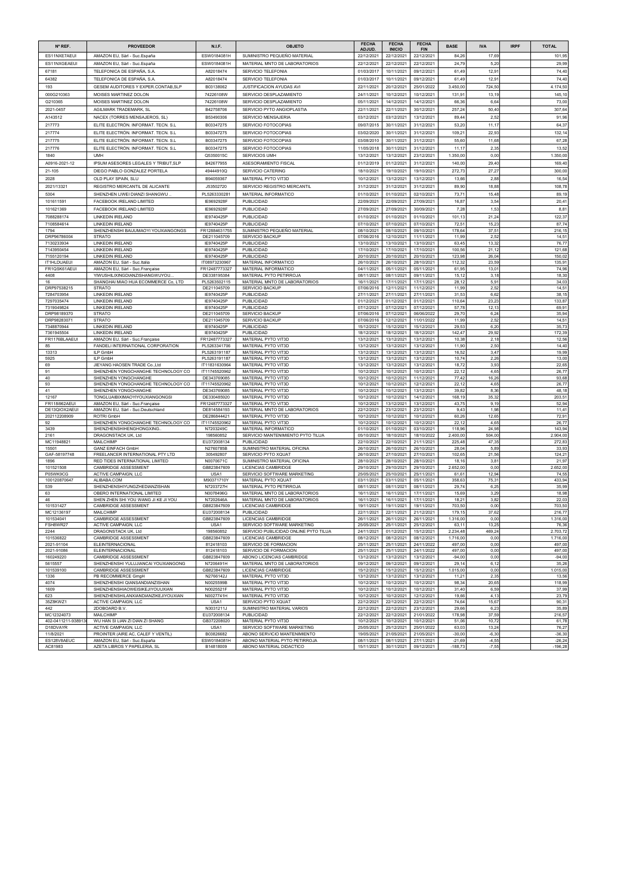| Nº REF. | PROVEEDOR | N.I.F. | OBJETO | FECHA ADJUD. | FECHA INICIO | FECHA FIN | BASE | IVA | IRPF | TOTAL |
|---|---|---|---|---|---|---|---|---|---|---|
| ES11NXE7AEUI | AMAZON EU, Sàrl - Suc.España | ESW0184081H | SUMINISTRO PEQUEÑO MATERIAL | 22/12/2021 | 22/12/2021 | 22/12/2021 | 84,26 | 17,69 | | 101,95 |
| ES11NXGEAEUI | AMAZON EU, Sàrl - Suc.España | ESW0184081H | MATERIAL MNTO DE LABORATORIOS | 22/12/2021 | 22/12/2021 | 22/12/2021 | 24,79 | 5,20 | | 29,99 |
| 67181 | TELEFONICA DE ESPAÑA, S.A. | A82018474 | SERVICIO TELEFONIA | 01/03/2017 | 10/11/2021 | 09/12/2021 | 61,49 | 12,91 | | 74,40 |
| 64382 | TELEFONICA DE ESPAÑA, S.A. | A82018474 | SERVICIO TELEFONIA | 01/03/2017 | 10/11/2021 | 09/12/2021 | 61,49 | 12,91 | | 74,40 |
| 193 | GESEM AUDITORES Y EXPER.CONTAB,SLP | B03138062 | JUSTIFICACION AYUDAS AVI | 22/11/2021 | 20/12/2021 | 25/01/2022 | 3.450,00 | 724,50 | | 4.174,50 |
| 000G210363 | MOISES MARTINEZ DOLON | 74226108W | SERVICIO DESPLAZAMIENTO | 24/11/2021 | 10/12/2021 | 10/12/2021 | 131,91 | 13,19 | | 145,10 |
| G210365 | MOISES MARTINEZ DOLON | 74226108W | SERVICIO DESPLAZAMIENTO | 05/11/2021 | 14/12/2021 | 14/12/2021 | 66,36 | 6,64 | | 73,00 |
| 2021-0457 | AGILMARK TRADEMARK, SL | B42758706 | SERVICIO PYTO ANGIOPLASTIA | 22/11/2021 | 22/11/2021 | 30/12/2021 | 257,24 | 50,40 | | 307,64 |
| A143512 | NACEX (TORRES MENSAJEROS, SL) | B53490306 | SERVICIO MENSAJERIA | 03/12/2021 | 03/12/2021 | 13/12/2021 | 89,44 | 2,52 | | 91,96 |
| 217773 | ELITE ELECTRÓN. INFORMAT. TECN. S.L | B03347275 | SERVICIO FOTOCOPIAS | 09/07/2015 | 30/11/2021 | 31/12/2021 | 53,20 | 11,17 | | 64,37 |
| 217774 | ELITE ELECTRÓN. INFORMAT. TECN. S.L | B03347275 | SERVICIO FOTOCOPIAS | 03/02/2020 | 30/11/2021 | 31/12/2021 | 109,21 | 22,93 | | 132,14 |
| 217775 | ELITE ELECTRÓN. INFORMAT. TECN. S.L | B03347275 | SERVICIO FOTOCOPIAS | 03/08/2010 | 30/11/2021 | 31/12/2021 | 55,60 | 11,68 | | 67,28 |
| 217776 | ELITE ELECTRÓN. INFORMAT. TECN. S.L | B03347275 | SERVICIO FOTOCOPIAS | 11/05/2018 | 30/11/2021 | 31/12/2021 | 11,17 | 2,35 | | 13,52 |
| 1840 | UMH | Q5350015C | SERVICIOS UMH | 13/12/2021 | 13/12/2021 | 23/12/2021 | 1.350,00 | 0,00 | | 1.350,00 |
| A0916-2021-12 | IPSUM ASESORES LEGALES Y TRIBUT,SLP | B42677955 | ASESORAMIENTO FISCAL | 01/12/2019 | 01/12/2021 | 31/12/2021 | 140,00 | 29,40 | | 169,40 |
| 21-105 | DIEGO PABLO GONZALEZ PORTELA | 49444910Q | SERVICIO CATERING | 18/10/2021 | 19/10/2021 | 19/10/2021 | 272,73 | 27,27 | | 300,00 |
| 2028 | OLD PLAY SPAIN, SLU | B94059367 | MATERIAL PYTO VIT3D | 10/12/2021 | 13/12/2021 | 13/12/2021 | 13,66 | 2,88 | | 16,54 |
| 2021/13321 | REGISTRO MERCANTIL DE ALICANTE | J53502720 | SERVICIO REGISTRO MERCANTIL | 31/12/2021 | 31/12/2021 | 31/12/2021 | 89,90 | 18,88 | | 108,78 |
| 5304 | SHENZHEN LIWEI DIANZI SHANGWU .. | PL5263330281 | MATERIAL INFORMATICO | 01/10/2021 | 01/10/2021 | 02/10/2021 | 73,71 | 15,48 | | 89,19 |
| 101611591 | FACEBOOK IRELAND LIMITED | IE9692928F | PUBLICIDAD | 22/09/2021 | 22/09/2021 | 27/09/2021 | 16,87 | 3,54 | | 20,41 |
| 101621369 | FACEBOOK IRELAND LIMITED | IE9692928F | PUBLICIDAD | 27/09/2021 | 27/09/2021 | 30/09/2021 | 7,28 | 1,53 | | 8,81 |
| 7088288174 | LINKEDIN IRELAND | IE9740425P | PUBLICIDAD | 01/10/2021 | 01/10/2021 | 01/10/2021 | 101,13 | 21,24 | | 122,37 |
| 7108584614 | LINKEDIN IRELAND | IE9740425P | PUBLICIDAD | 07/10/2021 | 07/10/2021 | 07/10/2021 | 72,51 | 15,23 | | 87,74 |
| 1794 | SHENZHENSHI BAIJUMAOYI YOUXIANGONGS | FR12884631755 | SUMINISTRO PEQUEÑO MATERIAL | 08/10/2021 | 08/10/2021 | 09/10/2021 | 178,64 | 37,51 | | 216,15 |
| DRP96786004 | STRATO | DE211045709 | SERVICIO BACKUP | 07/06/2016 | 12/10/2021 | 11/11/2021 | 11,99 | 2,52 | | 14,51 |
| 7130233934 | LINKEDIN IRELAND | IE9740425P | PUBLICIDAD | 13/10/2021 | 13/10/2021 | 13/10/2021 | 63,45 | 13,32 | | 76,77 |
| 7143950454 | LINKEDIN IRELAND | IE9740425P | PUBLICIDAD | 17/10/2021 | 17/10/2021 | 17/10/2021 | 100,56 | 21,12 | | 121,68 |
| 7155120194 | LINKEDIN IRELAND | IE9740425P | PUBLICIDAD | 20/10/2021 | 20/10/2021 | 20/10/2021 | 123,98 | 26,04 | | 150,02 |
| IT1HLDUAEUI | AMAZON EU, Sàrl - Suc.Italia | IT08973230967 | MATERIAL INFORMATICO | 26/10/2021 | 26/10/2021 | 28/10/2021 | 112,32 | 23,59 | | 135,91 |
| FR1QSK61AEUI | AMAZON EU, Sàrl - Suc.Française | FR12487773327 | MATERIAL INFORMATICO | 04/11/2021 | 05/11/2021 | 05/11/2021 | 61,95 | 13,01 | | 74,96 |
| 4408 | YIWUSHILIXINGDIANZISHANGWUYOU.. | DE338195384 | MATERIAL PYTO PETIRROJA | 08/11/2021 | 08/11/2021 | 09/11/2021 | 15,12 | 3,18 | | 18,30 |
| 16 | SHANGHAI MIAO HUA ECOMMERCE Co, LTD | PL5263502115 | MATERIAL MNTO DE LABORATORIOS | 16/11/2021 | 17/11/2021 | 17/11/2021 | 28,12 | 5,91 | | 34,03 |
| DRP97538215 | STRATO | DE211045709 | SERVICIO BACKUP | 07/06/2016 | 12/11/2021 | 11/12/2021 | 11,99 | 2,52 | | 14,51 |
| 7284703954 | LINKEDIN IRELAND | IE9740425P | PUBLICIDAD | 27/11/2021 | 27/11/2021 | 27/11/2021 | 31,53 | 6,62 | | 38,15 |
| 7297035474 | LINKEDIN IRELAND | IE9740425P | PUBLICIDAD | 01/12/2021 | 01/12/2021 | 01/12/2021 | 110,64 | 23,23 | | 133,87 |
| 7319049824 | LINKEDIN IRELAND | IE9740425P | PUBLICIDAD | 07/12/2021 | 07/12/2021 | 07/12/2021 | 57,78 | 12,13 | | 69,91 |
| DRP98189370 | STRATO | DE211045709 | SERVICIO BACKUP | 07/06/2016 | 07/12/2021 | 06/06/2022 | 29,70 | 6,24 | | 35,94 |
| DRP98283071 | STRATO | DE211045709 | SERVICIO BACKUP | 07/06/2016 | 12/12/2021 | 11/01/2022 | 11,99 | 2,52 | | 14,51 |
| 7348870944 | LINKEDIN IRELAND | IE9740425P | PUBLICIDAD | 15/12/2021 | 15/12/2021 | 15/12/2021 | 29,53 | 6,20 | | 35,73 |
| 7361945504 | LINKEDIN IRELAND | IE9740425P | PUBLICIDAD | 18/12/2021 | 18/12/2021 | 18/12/2021 | 142,47 | 29,92 | | 172,39 |
| FR1176BLAAEUI | AMAZON EU, Sàrl - Suc.Française | FR12487773327 | MATERIAL PYTO VIT3D | 13/12/2021 | 13/12/2021 | 13/12/2021 | 10,38 | 2,18 | | 12,56 |
| 85 | FANDELI INTERNATIONAL CORPORATION | PL5263341706 | MATERIAL PYTO VIT3D | 13/12/2021 | 13/12/2021 | 13/12/2021 | 11,90 | 2,50 | | 14,40 |
| 13313 | ILP GmbH | PL5263191187 | MATERIAL PYTO VIT3D | 13/12/2021 | 13/12/2021 | 13/12/2021 | 16,52 | 3,47 | | 19,99 |
| 5925 | ILP GmbH | PL5263191187 | MATERIAL PYTO VIT3D | 13/12/2021 | 13/12/2021 | 13/12/2021 | 10,74 | 2,26 | | 13,00 |
| 69 | JIEYANG HAOSEN TRADE Co.,Ltd | IT11831630964 | MATERIAL PYTO VIT3D | 13/12/2021 | 13/12/2021 | 13/12/2021 | 18,72 | 3,93 | | 22,65 |
| 91 | SHENZHEN YONGCHANGHE TECHNOLOGY CO | IT11745520962 | MATERIAL PYTO VIT3D | 10/12/2021 | 10/12/2021 | 10/12/2021 | 22,12 | 4,65 | | 26,77 |
| 40 | SHENZHEN YONGCHANGHE | DE343769085 | MATERIAL PYTO VIT3D | 10/12/2021 | 10/12/2021 | 11/12/2021 | 77,42 | 16,26 | | 93,68 |
| 93 | SHENZHEN YONGCHANGHE TECHNOLOGY CO | IT11745520962 | MATERIAL PYTO VIT3D | 10/12/2021 | 10/12/2021 | 10/12/2021 | 22,12 | 4,65 | | 26,77 |
| 41 | SHENZHEN YONGCHANGHE | DE343769085 | MATERIAL PYTO VIT3D | 10/12/2021 | 10/12/2021 | 13/12/2021 | 39,82 | 8,36 | | 48,18 |
| 12167 | TONGLUAIBIXIMAOYIYOUXIANGONGSI | DE330485920 | MATERIAL PYTO VIT3D | 10/12/2021 | 10/12/2021 | 14/12/2021 | 168,19 | 35,32 | | 203,51 |
| FR118I62AEUI | AMAZON EU, Sàrl - Suc.Française | FR12487773327 | MATERIAL PYTO VIT3D | 10/12/2021 | 13/12/2021 | 13/12/2021 | 43,75 | 9,19 | | 52,94 |
| DE13QIOX2AEUI | AMAZON EU, Sàrl - Suc.Deutschland | DE814584193 | MATERIAL MNTO DE LABORATORIOS | 22/12/2021 | 23/12/2021 | 23/12/2021 | 9,43 | 1,98 | | 11,41 |
| 202112208909 | ROTRi GmbH | DE286844421 | MATERIAL PYTO VIT3D | 10/12/2021 | 10/12/2021 | 10/12/2021 | 60,26 | 12,65 | | 72,91 |
| 92 | SHENZHEN YONGCHANGHE TECHNOLOGY CO | IT11745520962 | MATERIAL PYTO VIT3D | 10/12/2021 | 10/12/2021 | 10/12/2021 | 22,12 | 4,65 | | 26,77 |
| 3439 | SHENZHENSHIHENGHONGXING.. | N7203249C | MATERIAL INFORMATICO | 01/10/2021 | 01/10/2021 | 03/10/2021 | 118,96 | 24,98 | | 143,94 |
| 2161 | DRAGONSTACK UK, Ltd | 198560852 | SERVICIO MANTENIMIENTO PYTO TILUA | 05/10/2021 | 18/10/2021 | 18/10/2022 | 2.400,00 | 504,00 | | 2.904,00 |
| MC11948821 | MAILCHIMP | EU372008134 | PUBLICIDAD | 22/10/2021 | 22/10/2021 | 21/11/2021 | 225,48 | 47,35 | | 272,83 |
| 15501 | GANZ EINFACH GmbH | N2760785B | SUMINISTRO MATERIAL OFICINA | 26/10/2021 | 26/10/2021 | 26/10/2021 | 28,04 | 5,89 | | 33,93 |
| GAF-58197748 | FREELANCER INTERNATIONAL PTY LTD | 305492807 | SERVICIO PYTO XQUAT | 26/10/2021 | 27/10/2021 | 27/10/2021 | 102,65 | 21,56 | | 124,21 |
| 1896 | RED TIDES INTERNATIONAL LIMITED | N0070671C | SUMINISTRO MATERIAL OFICINA | 28/10/2021 | 28/10/2021 | 28/10/2021 | 18,16 | 3,81 | | 21,97 |
| 101521508 | CAMBRIDGE ASSESSMENT | GB823847609 | LICENCIAS CAMBRIDGE | 29/10/2021 | 29/10/2021 | 29/10/2021 | 2.652,00 | 0,00 | | 2.652,00 |
| P05WK9CG | ACTIVE CAMPAIGN, LLC | USA1 | SERVICIO SOFTWARE MARKETING | 25/05/2021 | 25/10/2021 | 25/11/2021 | 61,61 | 12,94 | | 74,55 |
| 100120870647 | ALIBABA.COM | M90371710Y | MATERIAL PYTO XQUAT | 03/11/2021 | 03/11/2021 | 05/11/2021 | 358,63 | 75,31 | | 433,94 |
| 539 | SHENZHENSHIYUNGZHEDIANZISHAN | N7203727H | MATERIAL PYTO PETIRROJA | 08/11/2021 | 08/11/2021 | 08/11/2021 | 29,74 | 6,25 | | 35,99 |
| 63 | OBERO INTERNATIONAL LIMITED | N0078496G | MATERIAL MNTO DE LABORATORIOS | 16/11/2021 | 16/11/2021 | 17/11/2021 | 15,69 | 3,29 | | 18,98 |
| 46 | SHEN ZHEN SHI YOU WANG JI KE JI YOU | N7202646A | MATERIAL MNTO DE LABORATORIOS | 16/11/2021 | 16/11/2021 | 17/11/2021 | 18,21 | 3,82 | | 22,03 |
| 101531427 | CAMBRIDGE ASSESSMENT | GB823847609 | LICENCIAS CAMBRIDGE | 19/11/2021 | 19/11/2021 | 19/11/2021 | 703,50 | 0,00 | | 703,50 |
| MC12136197 | MAILCHIMP | EU372008134 | PUBLICIDAD | 22/11/2021 | 22/11/2021 | 21/12/2021 | 179,15 | 37,62 | | 216,77 |
| 101534041 | CAMBRIDGE ASSESSMENT | GB823847609 | LICENCIAS CAMBRIDGE | 26/11/2021 | 26/11/2021 | 26/11/2021 | 1.316,00 | 0,00 | | 1.316,00 |
| FSH8WR27 | ACTIVE CAMPAIGN, LLC | USA1 | SERVICIO SOFTWARE MARKETING | 25/05/2021 | 25/11/2021 | 25/12/2021 | 63,11 | 13,25 | | 76,36 |
| 2244 | DRAGONSTACK UK, Ltd | 198560852 | SERVICIO PUBLICIDAD ONLINE PYTO TILUA | 24/11/2021 | 01/12/2021 | 15/12/2021 | 2.234,48 | 469,24 | | 2.703,72 |
| 101536822 | CAMBRIDGE ASSESSMENT | GB823847609 | LICENCIAS CAMBRIDGE | 08/12/2021 | 08/12/2021 | 08/12/2021 | 1.716,00 | 0,00 | | 1.716,00 |
| 2021-91104 | ELEINTERNACIONAL | 812418103 | SERVICIO DE FORMACION | 25/11/2021 | 25/11/2021 | 24/11/2022 | 497,00 | 0,00 | | 497,00 |
| 2021-91086 | ELEINTERNACIONAL | 812418103 | SERVICIO DE FORMACION | 25/11/2021 | 25/11/2021 | 24/11/2022 | 497,00 | 0,00 | | 497,00 |
| 160249220 | CAMBRIDGE ASSESSMENT | GB823847609 | ABONO LICENCIAS CAMBRIDGE | 13/12/2021 | 13/12/2021 | 13/12/2021 | -94,00 | 0,00 | | -94,00 |
| 5615557 | SHENZHENSHI YULUJIANCAI YOUXIANGONG | N7206491H | MATERIAL MNTO DE LABORATORIOS | 09/12/2021 | 09/12/2021 | 09/12/2021 | 29,14 | 6,12 | | 35,26 |
| 101539100 | CAMBRIDGE ASSESSMENT | GB823847609 | LICENCIAS CAMBRIDGE | 15/12/2021 | 15/12/2021 | 15/12/2021 | 1.015,00 | 0,00 | | 1.015,00 |
| 1336 | PB RECOMMERCE GmgH | N2766142J | MATERIAL PYTO VIT3D | 13/12/2021 | 13/12/2021 | 13/12/2021 | 11,21 | 2,35 | | 13,56 |
| 4074 | SHENZHENSHI QIANSANDIANZISHAN | N0025599B | MATERIAL PYTO VIT3D | 10/12/2021 | 10/12/2021 | 10/12/2021 | 98,34 | 20,65 | | 118,99 |
| 1609 | SHENZHENSHIAOWEISIKEJIYOUXIAN | N0025521F | MATERIAL PYTO VIT3D | 10/12/2021 | 10/12/2021 | 10/12/2021 | 31,40 | 6,59 | | 37,99 |
| 623 | SHENZHENSHILANXIANDIANZIKEJIYOUXIAN | N0027741H | MATERIAL PYTO VIT3D | 10/12/2021 | 10/12/2021 | 12/12/2021 | 19,66 | 4,13 | | 23,79 |
| 35Z8KWZ1 | ACTIVE CAMPAIGN, LLC | USA1 | SERVICIO PYTO XQUAT | 22/12/2021 | 22/12/2021 | 22/12/2021 | 74,64 | 15,67 | | 90,31 |
| 442 | 2DOBOARD B.V. | N3031211J | SUMINISTRO MATERIAL VARIOS | 22/12/2021 | 22/12/2021 | 23/12/2021 | 29,66 | 6,23 | | 35,89 |
| MC12324073 | MAILCHIMP | EU372008134 | PUBLICIDAD | 22/12/2021 | 22/12/2021 | 21/01/2022 | 178,98 | 37,59 | | 216,57 |
| 402-0411211-938913 | WU HAN SI LIAN ZI DIAN ZI SHANG | GB372208020 | MATERIAL PYTO VIT3D | 10/12/2021 | 10/12/2021 | 10/12/2021 | 51,06 | 10,72 | | 61,78 |
| D18DVAYR | ACTIVE CAMPAIGN, LLC | USA1 | SERVICIO SOFTWARE MARKETING | 25/05/2021 | 25/12/2021 | 25/01/2022 | 63,03 | 13,24 | | 76,27 |
| 11/8/2021 | PROINTER (AIRE AC. CALEF Y VENTIL) | B03826682 | ABONO SERVICIO MANTENIMIENTO | 19/05/2021 | 21/05/2021 | 21/05/2021 | -30,00 | -6,30 | | -36,30 |
| ES128V8AEUC | AMAZON EU, Sàrl - Suc.España | ESW0184081H | ABONO MATERIAL PYTO PETIRROJA | 08/11/2021 | 08/11/2021 | 27/11/2021 | -21,69 | -4,55 | | -26,24 |
| AC81983 | AZETA LIBROS Y PAPELERIA, SL | B14818009 | ABONO MATERIAL DIDACTICO | 15/11/2021 | 30/11/2021 | 09/12/2021 | -188,73 | -7,55 | | -196,28 |